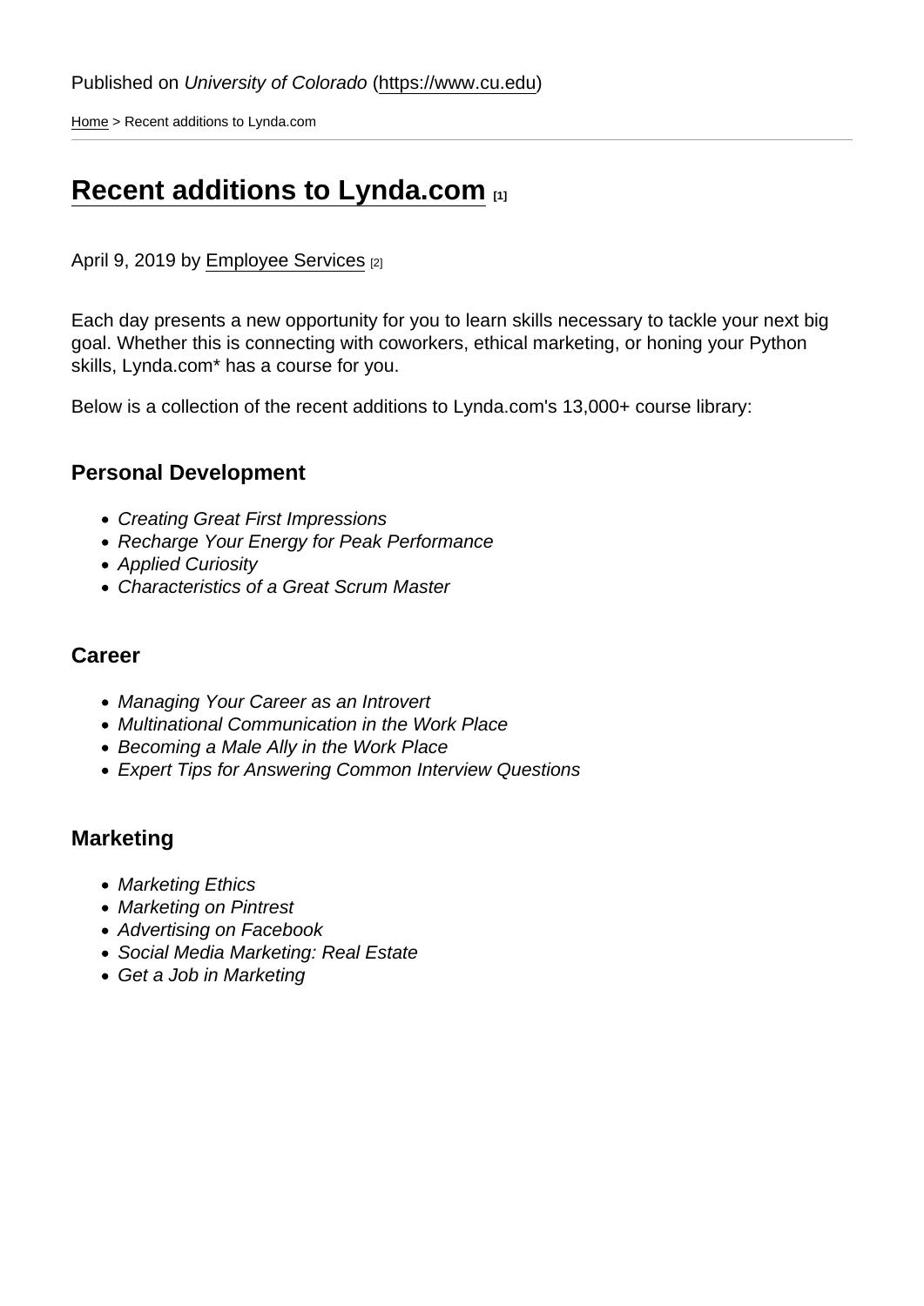Published on *University of Colorado* (https://www.cu.edu)

Home > Recent additions to Lynda.com

# Recent additions to Lynda.com [1]

April 9, 2019 by Employee Services [2]

Each day presents a new opportunity for you to learn skills necessary to tackle your next big goal. Whether this is connecting with coworkers, ethical marketing, or honing your Python skills, Lynda.com* has a course for you.

Below is a collection of the recent additions to Lynda.com's 13,000+ course library:

## Personal Development

- *Creating Great First Impressions*
- *Recharge Your Energy for Peak Performance*
- *Applied Curiosity*
- *Characteristics of a Great Scrum Master*

## Career

- *Managing Your Career as an Introvert*
- *Multinational Communication in the Work Place*
- *Becoming a Male Ally in the Work Place*
- *Expert Tips for Answering Common Interview Questions*

## Marketing

- *Marketing Ethics*
- *Marketing on Pintrest*
- *Advertising on Facebook*
- *Social Media Marketing: Real Estate*
- *Get a Job in Marketing*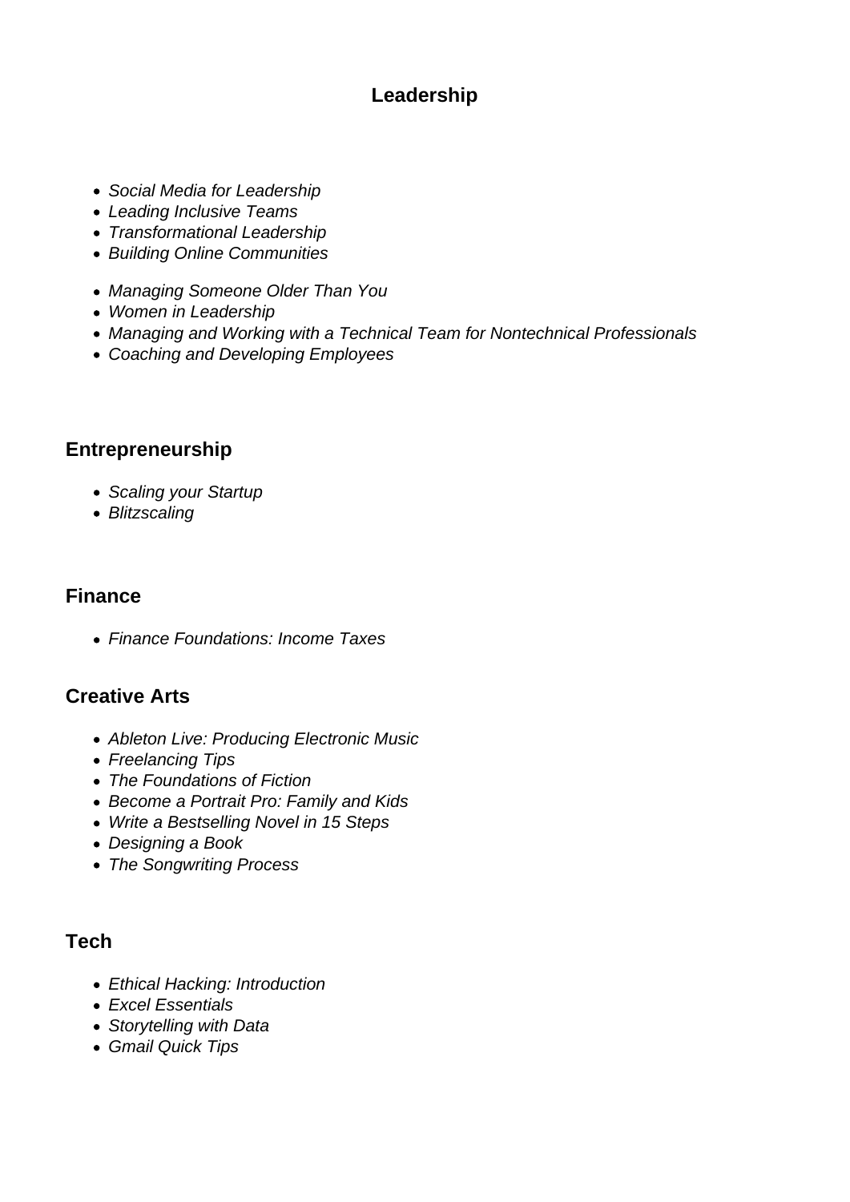## Leadership

- *Social Media for Leadership*
- *Leading Inclusive Teams*
- *Transformational Leadership*
- *Building Online Communities*

- *Managing Someone Older Than You*
- *Women in Leadership*
- *Managing and Working with a Technical Team for Nontechnical Professionals*
- *Coaching and Developing Employees*

## Entrepreneurship

- *Scaling your Startup*
- *Blitzscaling*

## Finance

- *Finance Foundations: Income Taxes*

## Creative Arts

- *Ableton Live: Producing Electronic Music*
- *Freelancing Tips*
- *The Foundations of Fiction*
- *Become a Portrait Pro: Family and Kids*
- *Write a Bestselling Novel in 15 Steps*
- *Designing a Book*
- *The Songwriting Process*

## Tech

- *Ethical Hacking: Introduction*
- *Excel Essentials*
- *Storytelling with Data*
- *Gmail Quick Tips*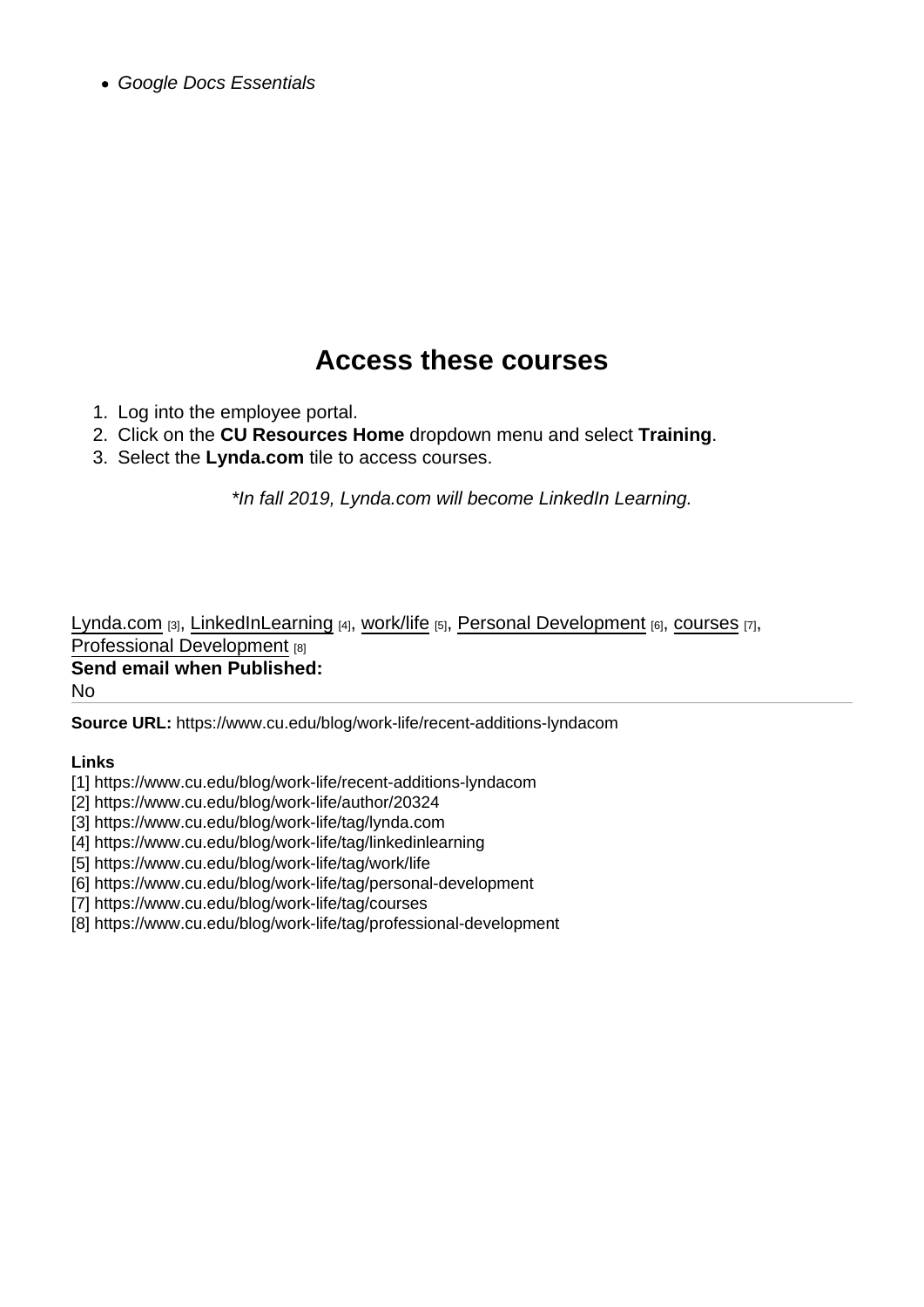- *Google Docs Essentials*

## Access these courses

1. Log into the employee portal.
2. Click on the **CU Resources Home** dropdown menu and select **Training**.
3. Select the **Lynda.com** tile to access courses.

*\*In fall 2019, Lynda.com will become LinkedIn Learning.*

Lynda.com [3], LinkedInLearning [4], work/life [5], Personal Development [6], courses [7], Professional Development [8]

**Send email when Published:**

No

**Source URL:** https://www.cu.edu/blog/work-life/recent-additions-lyndacom

**Links**

[1] https://www.cu.edu/blog/work-life/recent-additions-lyndacom
[2] https://www.cu.edu/blog/work-life/author/20324
[3] https://www.cu.edu/blog/work-life/tag/lynda.com
[4] https://www.cu.edu/blog/work-life/tag/linkedinlearning
[5] https://www.cu.edu/blog/work-life/tag/work/life
[6] https://www.cu.edu/blog/work-life/tag/personal-development
[7] https://www.cu.edu/blog/work-life/tag/courses
[8] https://www.cu.edu/blog/work-life/tag/professional-development